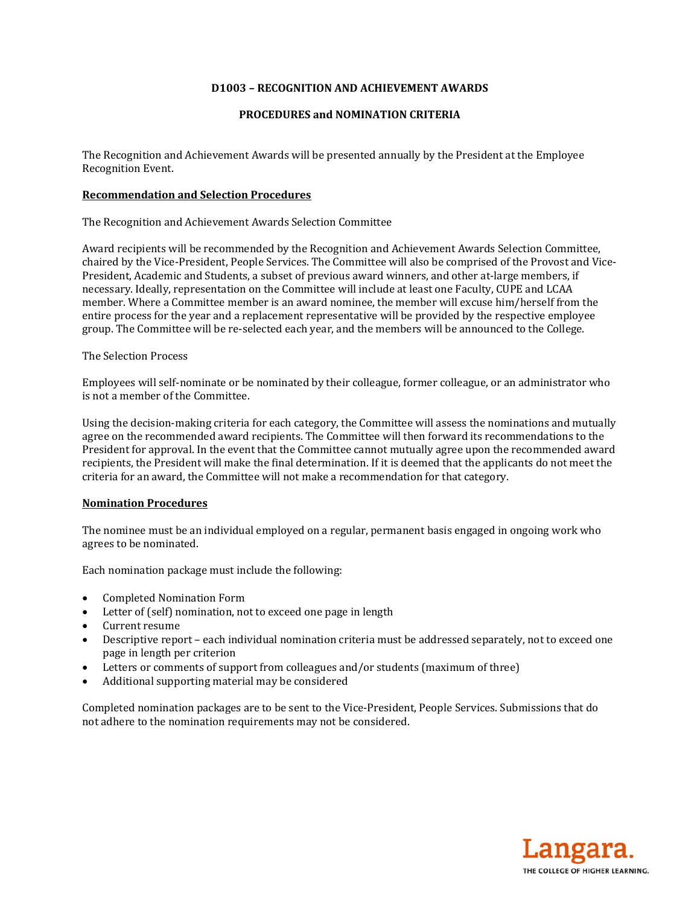# D1003 – RECOGNITION AND ACHIEVEMENT AWARDS

## PROCEDURES and NOMINATION CRITERIA

The Recognition and Achievement Awards will be presented annually by the President at the Employee Recognition Event.

### Recommendation and Selection Procedures

The Recognition and Achievement Awards Selection Committee

Award recipients will be recommended by the Recognition and Achievement Awards Selection Committee, chaired by the Vice-President, People Services. The Committee will also be comprised of the Provost and Vice-President, Academic and Students, a subset of previous award winners, and other at-large members, if necessary. Ideally, representation on the Committee will include at least one Faculty, CUPE and LCAA member. Where a Committee member is an award nominee, the member will excuse him/herself from the entire process for the year and a replacement representative will be provided by the respective employee group. The Committee will be re-selected each year, and the members will be announced to the College.

The Selection Process

Employees will self-nominate or be nominated by their colleague, former colleague, or an administrator who is not a member of the Committee.

Using the decision-making criteria for each category, the Committee will assess the nominations and mutually agree on the recommended award recipients. The Committee will then forward its recommendations to the President for approval. In the event that the Committee cannot mutually agree upon the recommended award recipients, the President will make the final determination. If it is deemed that the applicants do not meet the criteria for an award, the Committee will not make a recommendation for that category.

### Nomination Procedures

The nominee must be an individual employed on a regular, permanent basis engaged in ongoing work who agrees to be nominated.

Each nomination package must include the following:

- Completed Nomination Form
- Letter of (self) nomination, not to exceed one page in length
- Current resume
- Descriptive report – each individual nomination criteria must be addressed separately, not to exceed one page in length per criterion
- Letters or comments of support from colleagues and/or students (maximum of three)
- Additional supporting material may be considered

Completed nomination packages are to be sent to the Vice-President, People Services. Submissions that do not adhere to the nomination requirements may not be considered.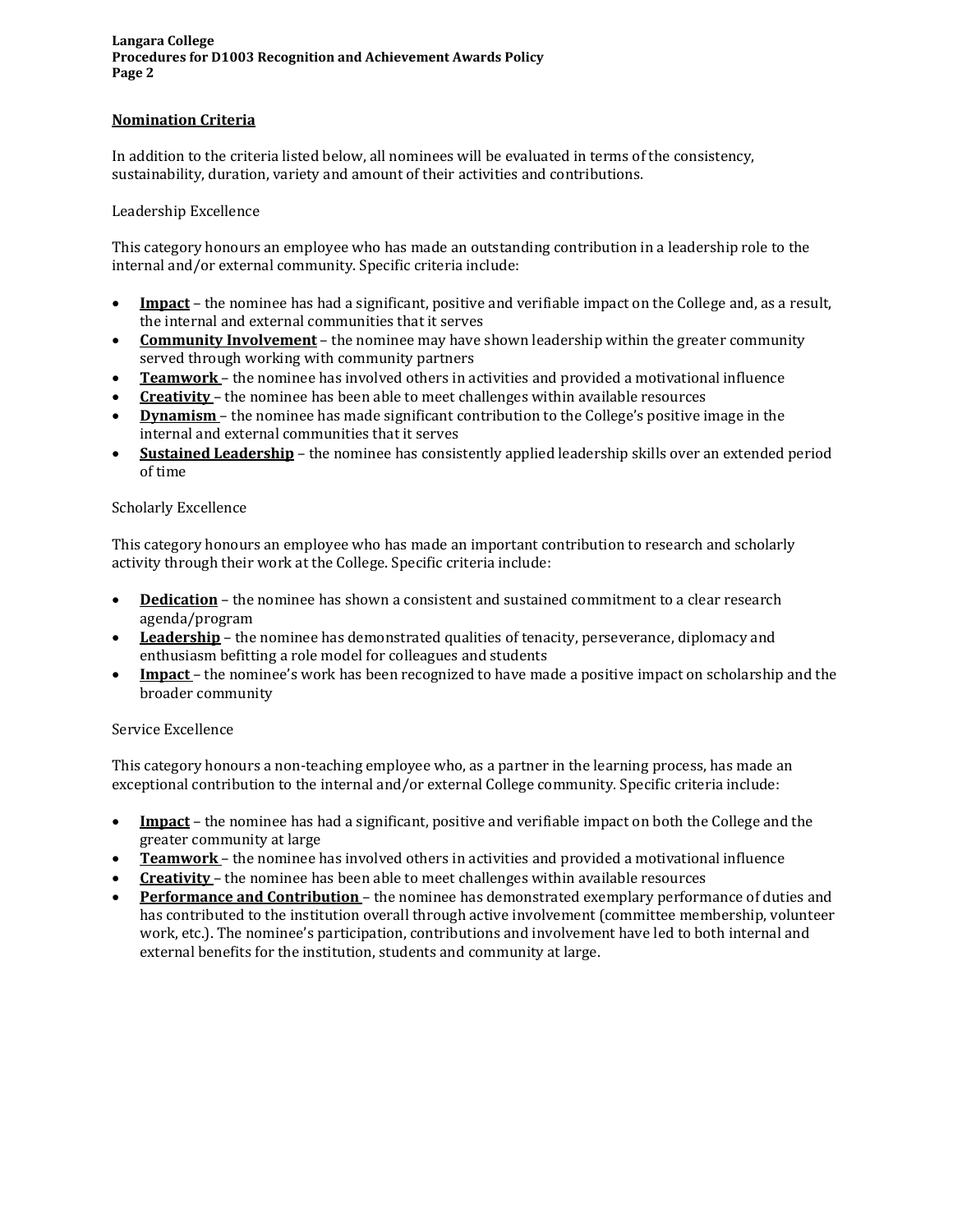## Nomination Criteria

In addition to the criteria listed below, all nominees will be evaluated in terms of the consistency, sustainability, duration, variety and amount of their activities and contributions.

### Leadership Excellence

This category honours an employee who has made an outstanding contribution in a leadership role to the internal and/or external community. Specific criteria include:

- **Impact** – the nominee has had a significant, positive and verifiable impact on the College and, as a result, the internal and external communities that it serves
- **Community Involvement** – the nominee may have shown leadership within the greater community served through working with community partners
- **Teamwork** – the nominee has involved others in activities and provided a motivational influence
- **Creativity** – the nominee has been able to meet challenges within available resources
- **Dynamism** – the nominee has made significant contribution to the College's positive image in the internal and external communities that it serves
- **Sustained Leadership** – the nominee has consistently applied leadership skills over an extended period of time

### Scholarly Excellence

This category honours an employee who has made an important contribution to research and scholarly activity through their work at the College. Specific criteria include:

- **Dedication** – the nominee has shown a consistent and sustained commitment to a clear research agenda/program
- **Leadership** – the nominee has demonstrated qualities of tenacity, perseverance, diplomacy and enthusiasm befitting a role model for colleagues and students
- **Impact** – the nominee's work has been recognized to have made a positive impact on scholarship and the broader community

### Service Excellence

This category honours a non-teaching employee who, as a partner in the learning process, has made an exceptional contribution to the internal and/or external College community. Specific criteria include:

- **Impact** – the nominee has had a significant, positive and verifiable impact on both the College and the greater community at large
- **Teamwork** – the nominee has involved others in activities and provided a motivational influence
- **Creativity** – the nominee has been able to meet challenges within available resources
- **Performance and Contribution** – the nominee has demonstrated exemplary performance of duties and has contributed to the institution overall through active involvement (committee membership, volunteer work, etc.). The nominee's participation, contributions and involvement have led to both internal and external benefits for the institution, students and community at large.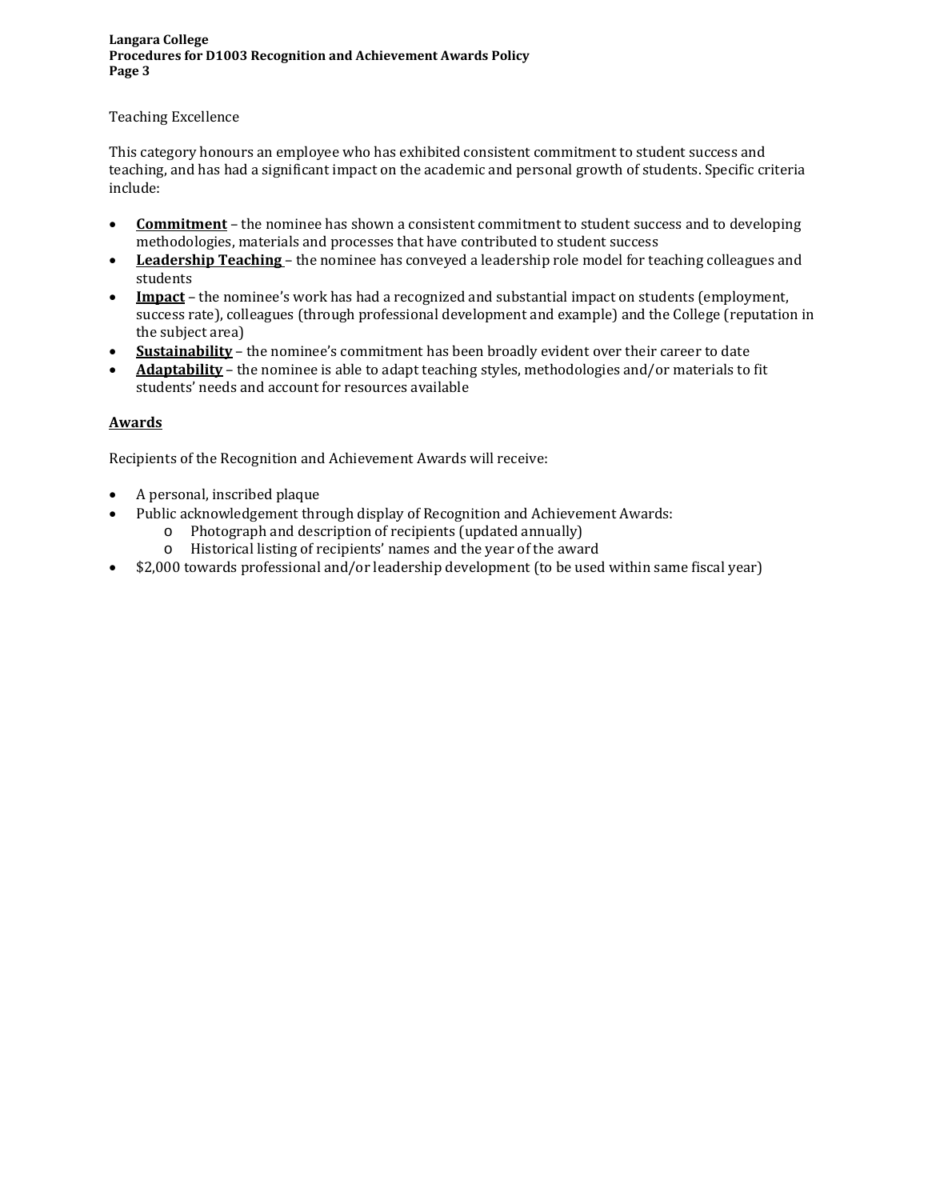Teaching Excellence

This category honours an employee who has exhibited consistent commitment to student success and teaching, and has had a significant impact on the academic and personal growth of students. Specific criteria include:

- **Commitment** – the nominee has shown a consistent commitment to student success and to developing methodologies, materials and processes that have contributed to student success
- **Leadership Teaching** – the nominee has conveyed a leadership role model for teaching colleagues and students
- **Impact** – the nominee's work has had a recognized and substantial impact on students (employment, success rate), colleagues (through professional development and example) and the College (reputation in the subject area)
- **Sustainability** – the nominee's commitment has been broadly evident over their career to date
- **Adaptability** – the nominee is able to adapt teaching styles, methodologies and/or materials to fit students' needs and account for resources available

## Awards

Recipients of the Recognition and Achievement Awards will receive:

- A personal, inscribed plaque
- Public acknowledgement through display of Recognition and Achievement Awards:
  - Photograph and description of recipients (updated annually)
  - Historical listing of recipients' names and the year of the award
- $2,000 towards professional and/or leadership development (to be used within same fiscal year)